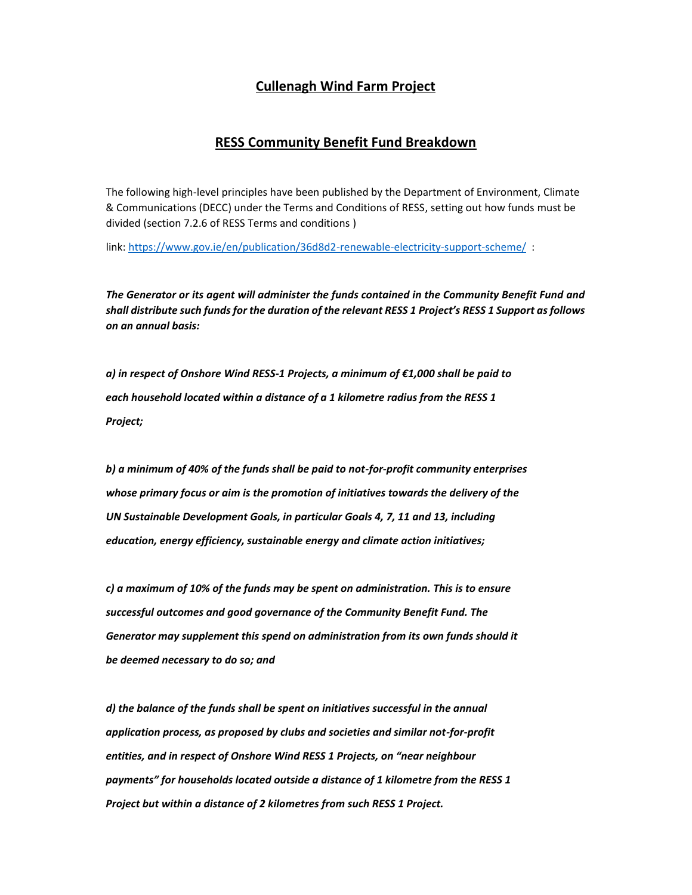# **Cullenagh Wind Farm Project**

## **RESS Community Benefit Fund Breakdown**

The following high-level principles have been published by the Department of Environment, Climate & Communications (DECC) under the Terms and Conditions of RESS, setting out how funds must be divided (section 7.2.6 of RESS Terms and conditions )

link: https://www.gov.ie/en/publication/36d8d2-renewable-electricity-support-scheme/ :

***The Generator or its agent will administer the funds contained in the Community Benefit Fund and shall distribute such funds for the duration of the relevant RESS 1 Project's RESS 1 Support as follows on an annual basis:***

***a) in respect of Onshore Wind RESS-1 Projects, a minimum of €1,000 shall be paid to each household located within a distance of a 1 kilometre radius from the RESS 1 Project;***

***b) a minimum of 40% of the funds shall be paid to not-for-profit community enterprises whose primary focus or aim is the promotion of initiatives towards the delivery of the UN Sustainable Development Goals, in particular Goals 4, 7, 11 and 13, including education, energy efficiency, sustainable energy and climate action initiatives;***

***c) a maximum of 10% of the funds may be spent on administration. This is to ensure successful outcomes and good governance of the Community Benefit Fund. The Generator may supplement this spend on administration from its own funds should it be deemed necessary to do so; and***

***d) the balance of the funds shall be spent on initiatives successful in the annual application process, as proposed by clubs and societies and similar not-for-profit entities, and in respect of Onshore Wind RESS 1 Projects, on "near neighbour payments" for households located outside a distance of 1 kilometre from the RESS 1 Project but within a distance of 2 kilometres from such RESS 1 Project.***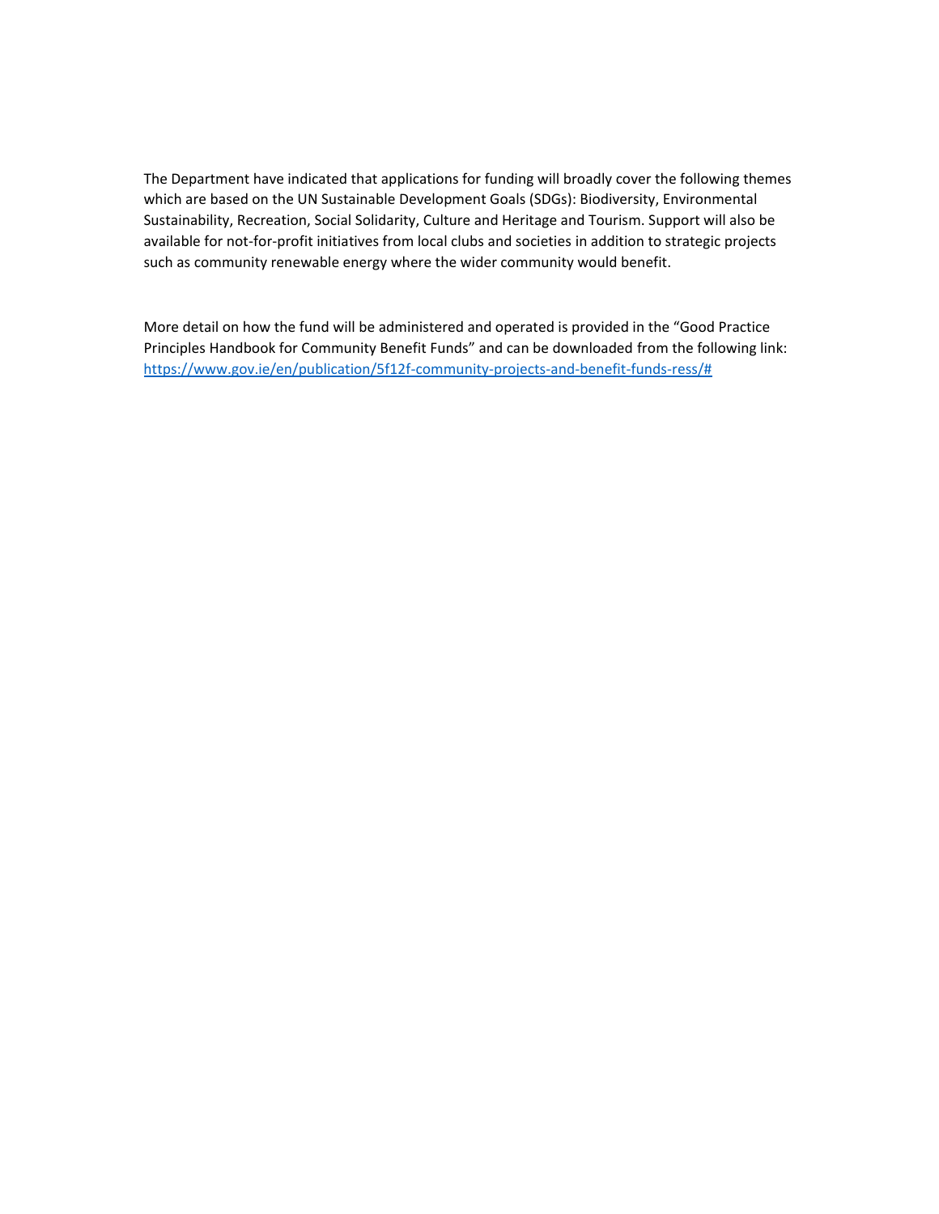The Department have indicated that applications for funding will broadly cover the following themes which are based on the UN Sustainable Development Goals (SDGs): Biodiversity, Environmental Sustainability, Recreation, Social Solidarity, Culture and Heritage and Tourism. Support will also be available for not-for-profit initiatives from local clubs and societies in addition to strategic projects such as community renewable energy where the wider community would benefit.

More detail on how the fund will be administered and operated is provided in the "Good Practice Principles Handbook for Community Benefit Funds" and can be downloaded from the following link: [https://www.gov.ie/en/publication/5f12f-community-projects-and-benefit-funds-ress/#](https://www.gov.ie/en/publication/5f12f-community-projects-and-benefit-funds-ress/#)